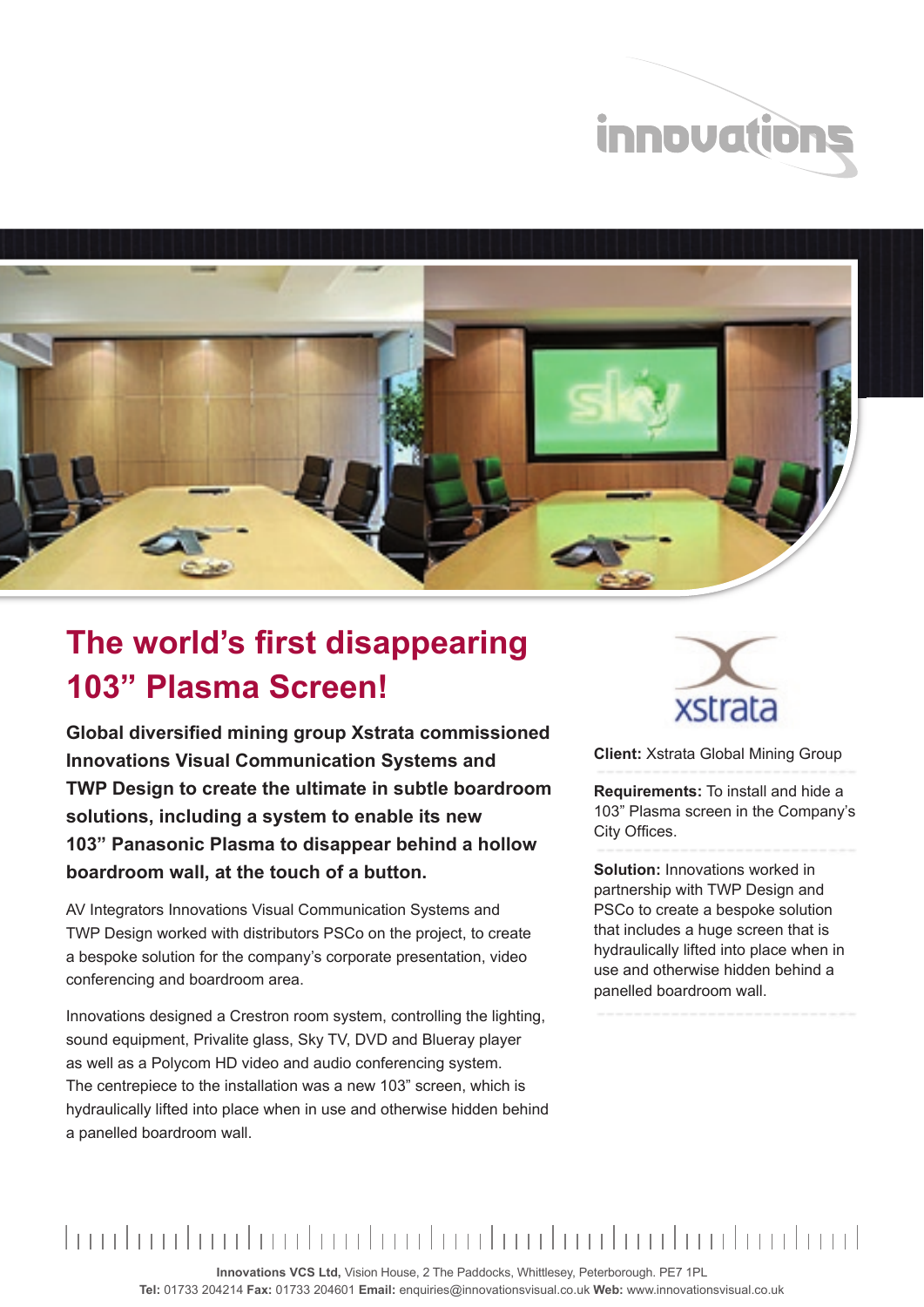innovations

# The world's first disappearing 103" Plasma Screen!

**Global diversified mining group Xstrata commissioned Innovations Visual Communication Systems and TWP Design to create the ultimate in subtle boardroom solutions, including a system to enable its new 103" Panasonic Plasma to disappear behind a hollow boardroom wall, at the touch of a button.**

AV Integrators Innovations Visual Communication Systems and TWP Design worked with distributors PSCo on the project, to create a bespoke solution for the company's corporate presentation, video conferencing and boardroom area.

Innovations designed a Crestron room system, controlling the lighting, sound equipment, Privalite glass, Sky TV, DVD and Blueray player as well as a Polycom HD video and audio conferencing system. The centrepiece to the installation was a new 103" screen, which is hydraulically lifted into place when in use and otherwise hidden behind a panelled boardroom wall.

xstrata

**Client:** Xstrata Global Mining Group

**Requirements:** To install and hide a 103" Plasma screen in the Company's City Offices.

**Solution:** Innovations worked in partnership with TWP Design and PSCo to create a bespoke solution that includes a huge screen that is hydraulically lifted into place when in use and otherwise hidden behind a panelled boardroom wall.

**Innovations VCS Ltd,** Vision House, 2 The Paddocks, Whittlesey, Peterborough. PE7 1PL
**Tel:** 01733 204214 **Fax:** 01733 204601 **Email:** enquiries@innovationsvisual.co.uk **Web:** www.innovationsvisual.co.uk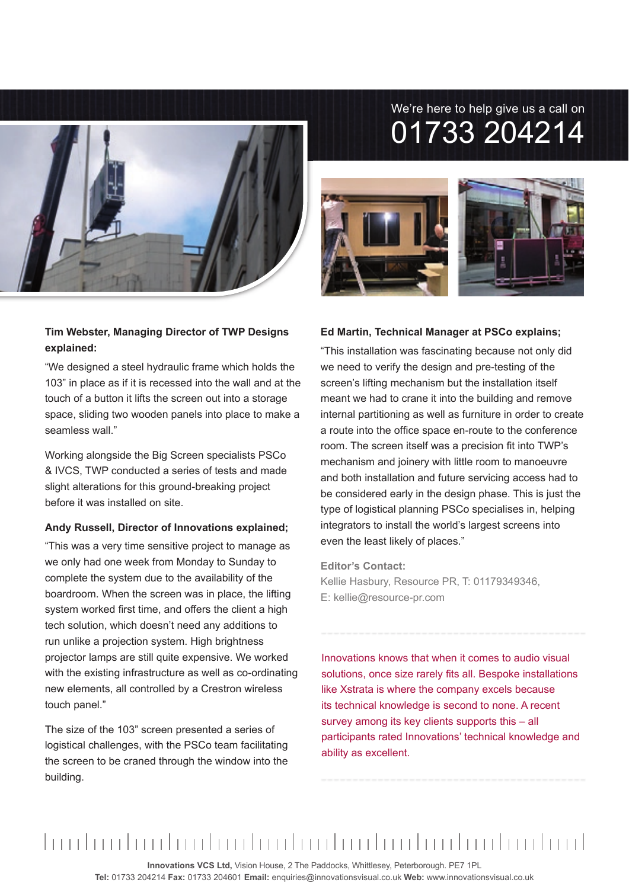We're here to help give us a call on

01733 204214

**Tim Webster, Managing Director of TWP Designs explained:**

"We designed a steel hydraulic frame which holds the 103" in place as if it is recessed into the wall and at the touch of a button it lifts the screen out into a storage space, sliding two wooden panels into place to make a seamless wall."

Working alongside the Big Screen specialists PSCo & IVCS, TWP conducted a series of tests and made slight alterations for this ground-breaking project before it was installed on site.

**Andy Russell, Director of Innovations explained;**

"This was a very time sensitive project to manage as we only had one week from Monday to Sunday to complete the system due to the availability of the boardroom. When the screen was in place, the lifting system worked first time, and offers the client a high tech solution, which doesn't need any additions to run unlike a projection system. High brightness projector lamps are still quite expensive. We worked with the existing infrastructure as well as co-ordinating new elements, all controlled by a Crestron wireless touch panel."

The size of the 103" screen presented a series of logistical challenges, with the PSCo team facilitating the screen to be craned through the window into the building.

**Ed Martin, Technical Manager at PSCo explains;**

"This installation was fascinating because not only did we need to verify the design and pre-testing of the screen's lifting mechanism but the installation itself meant we had to crane it into the building and remove internal partitioning as well as furniture in order to create a route into the office space en-route to the conference room. The screen itself was a precision fit into TWP's mechanism and joinery with little room to manoeuvre and both installation and future servicing access had to be considered early in the design phase. This is just the type of logistical planning PSCo specialises in, helping integrators to install the world's largest screens into even the least likely of places."

**Editor's Contact:**

Kellie Hasbury, Resource PR, T: 01179349346,
E: kellie@resource-pr.com

Innovations knows that when it comes to audio visual solutions, once size rarely fits all. Bespoke installations like Xstrata is where the company excels because its technical knowledge is second to none. A recent survey among its key clients supports this – all participants rated Innovations' technical knowledge and ability as excellent.

**Innovations VCS Ltd,** Vision House, 2 The Paddocks, Whittlesey, Peterborough. PE7 1PL
**Tel:** 01733 204214 **Fax:** 01733 204601 **Email:** enquiries@innovationsvisual.co.uk **Web:** www.innovationsvisual.co.uk